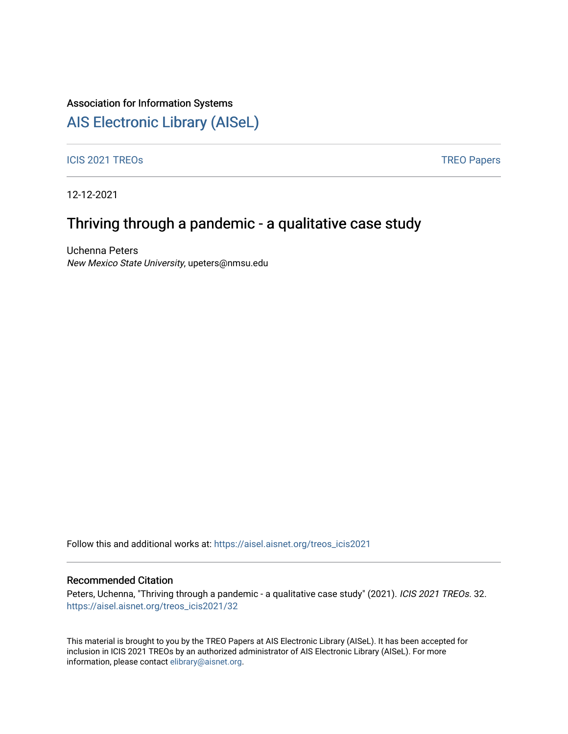Association for Information Systems

# AIS Electronic Library (AISeL)

ICIS 2021 TREOs | TREO Papers

12-12-2021

## Thriving through a pandemic - a qualitative case study

Uchenna Peters
*New Mexico State University*, upeters@nmsu.edu

Follow this and additional works at: https://aisel.aisnet.org/treos_icis2021

### Recommended Citation

Peters, Uchenna, "Thriving through a pandemic - a qualitative case study" (2021). *ICIS 2021 TREOs*. 32.
https://aisel.aisnet.org/treos_icis2021/32

This material is brought to you by the TREO Papers at AIS Electronic Library (AISeL). It has been accepted for inclusion in ICIS 2021 TREOs by an authorized administrator of AIS Electronic Library (AISeL). For more information, please contact elibrary@aisnet.org.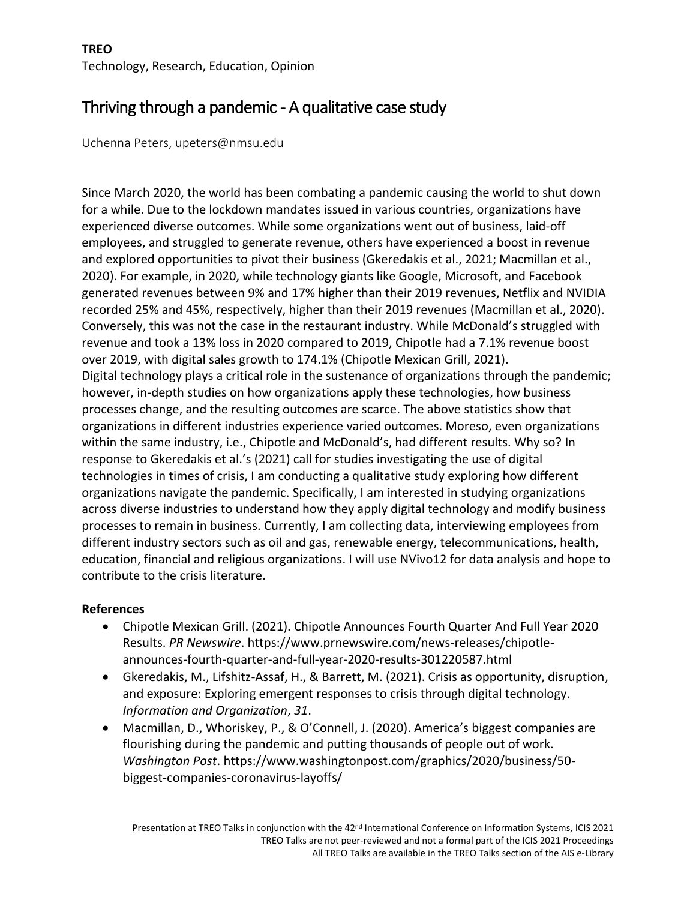**TREO**

Technology, Research, Education, Opinion

# Thriving through a pandemic - A qualitative case study

Uchenna Peters, upeters@nmsu.edu

Since March 2020, the world has been combating a pandemic causing the world to shut down for a while. Due to the lockdown mandates issued in various countries, organizations have experienced diverse outcomes. While some organizations went out of business, laid-off employees, and struggled to generate revenue, others have experienced a boost in revenue and explored opportunities to pivot their business (Gkeredakis et al., 2021; Macmillan et al., 2020). For example, in 2020, while technology giants like Google, Microsoft, and Facebook generated revenues between 9% and 17% higher than their 2019 revenues, Netflix and NVIDIA recorded 25% and 45%, respectively, higher than their 2019 revenues (Macmillan et al., 2020). Conversely, this was not the case in the restaurant industry. While McDonald's struggled with revenue and took a 13% loss in 2020 compared to 2019, Chipotle had a 7.1% revenue boost over 2019, with digital sales growth to 174.1% (Chipotle Mexican Grill, 2021).
Digital technology plays a critical role in the sustenance of organizations through the pandemic; however, in-depth studies on how organizations apply these technologies, how business processes change, and the resulting outcomes are scarce. The above statistics show that organizations in different industries experience varied outcomes. Moreso, even organizations within the same industry, i.e., Chipotle and McDonald's, had different results. Why so? In response to Gkeredakis et al.'s (2021) call for studies investigating the use of digital technologies in times of crisis, I am conducting a qualitative study exploring how different organizations navigate the pandemic. Specifically, I am interested in studying organizations across diverse industries to understand how they apply digital technology and modify business processes to remain in business. Currently, I am collecting data, interviewing employees from different industry sectors such as oil and gas, renewable energy, telecommunications, health, education, financial and religious organizations. I will use NVivo12 for data analysis and hope to contribute to the crisis literature.

**References**

- Chipotle Mexican Grill. (2021). Chipotle Announces Fourth Quarter And Full Year 2020 Results. *PR Newswire*. https://www.prnewswire.com/news-releases/chipotle-announces-fourth-quarter-and-full-year-2020-results-301220587.html
- Gkeredakis, M., Lifshitz-Assaf, H., & Barrett, M. (2021). Crisis as opportunity, disruption, and exposure: Exploring emergent responses to crisis through digital technology. *Information and Organization*, *31*.
- Macmillan, D., Whoriskey, P., & O'Connell, J. (2020). America's biggest companies are flourishing during the pandemic and putting thousands of people out of work. *Washington Post*. https://www.washingtonpost.com/graphics/2020/business/50-biggest-companies-coronavirus-layoffs/

Presentation at TREO Talks in conjunction with the 42nd International Conference on Information Systems, ICIS 2021
TREO Talks are not peer-reviewed and not a formal part of the ICIS 2021 Proceedings
All TREO Talks are available in the TREO Talks section of the AIS e-Library